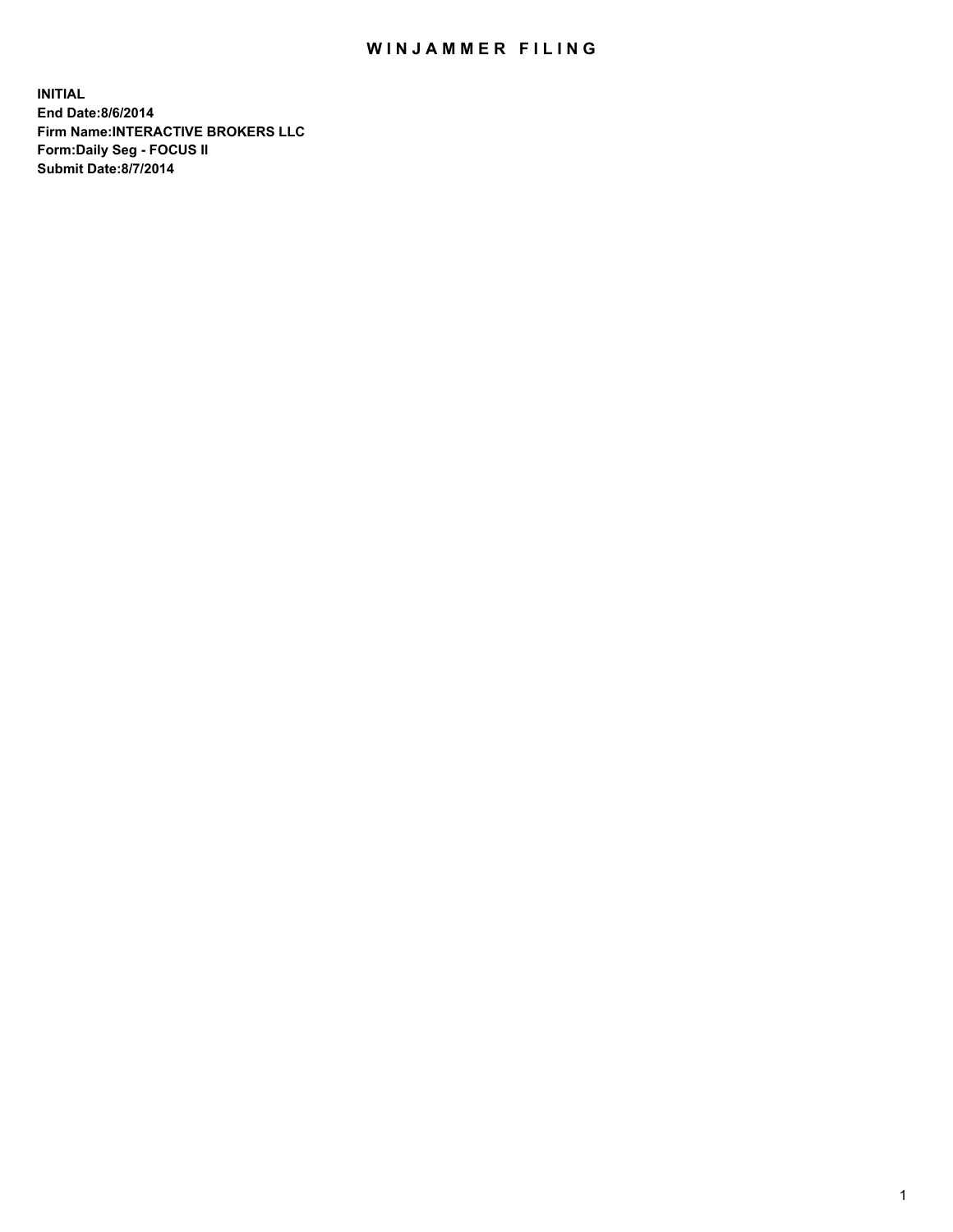# WINJAMMER FILING

**INITIAL**
**End Date:8/6/2014**
**Firm Name:INTERACTIVE BROKERS LLC**
**Form:Daily Seg - FOCUS II**
**Submit Date:8/7/2014**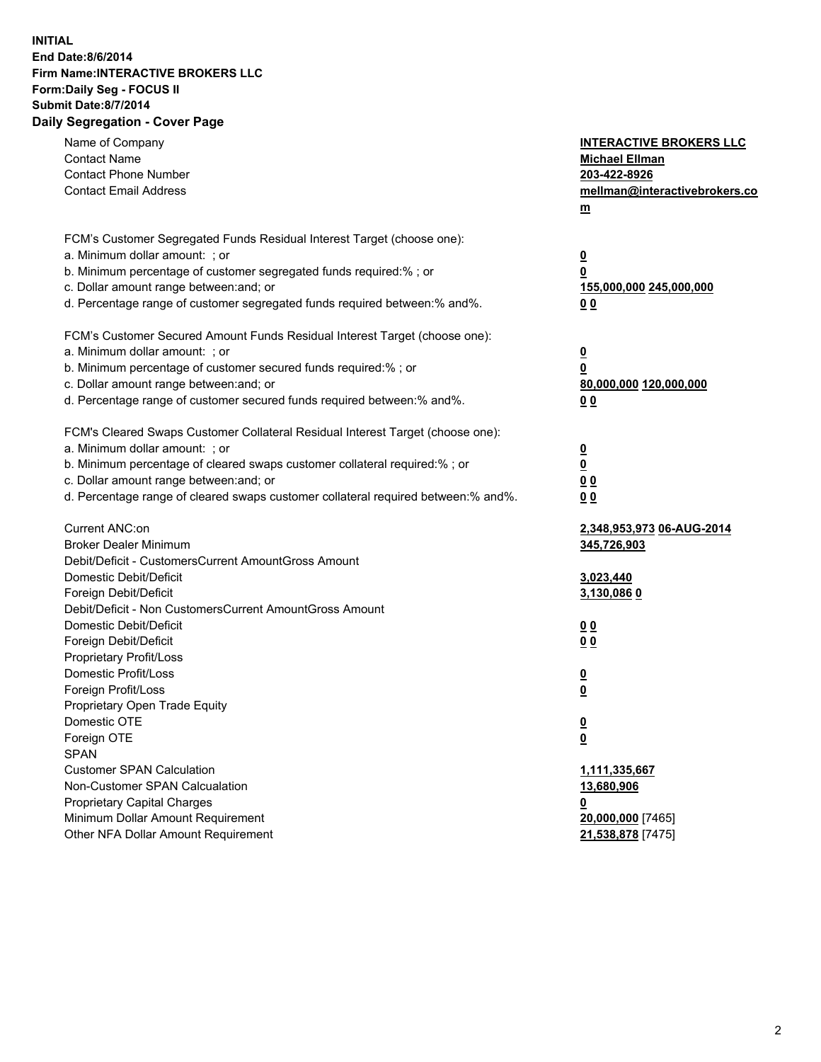**INITIAL**
**End Date:8/6/2014**
**Firm Name:INTERACTIVE BROKERS LLC**
**Form:Daily Seg - FOCUS II**
**Submit Date:8/7/2014**
**Daily Segregation - Cover Page**

| | |
|---|---|
| Name of Company | **INTERACTIVE BROKERS LLC** |
| Contact Name | **Michael Ellman** |
| Contact Phone Number | **203-422-8926** |
| Contact Email Address | **mellman@interactivebrokers.com** |
| FCM's Customer Segregated Funds Residual Interest Target (choose one): | |
| a. Minimum dollar amount: ; or | **0** |
| b. Minimum percentage of customer segregated funds required:% ; or | **0** |
| c. Dollar amount range between:and; or | **155,000,000 245,000,000** |
| d. Percentage range of customer segregated funds required between:% and%. | **0 0** |
| FCM's Customer Secured Amount Funds Residual Interest Target (choose one): | |
| a. Minimum dollar amount: ; or | **0** |
| b. Minimum percentage of customer secured funds required:% ; or | **0** |
| c. Dollar amount range between:and; or | **80,000,000 120,000,000** |
| d. Percentage range of customer secured funds required between:% and%. | **0 0** |
| FCM's Cleared Swaps Customer Collateral Residual Interest Target (choose one): | |
| a. Minimum dollar amount: ; or | **0** |
| b. Minimum percentage of cleared swaps customer collateral required:% ; or | **0** |
| c. Dollar amount range between:and; or | **0 0** |
| d. Percentage range of cleared swaps customer collateral required between:% and%. | **0 0** |
| Current ANC:on | **2,348,953,973 06-AUG-2014** |
| Broker Dealer Minimum | **345,726,903** |
| Debit/Deficit - CustomersCurrent AmountGross Amount | |
| Domestic Debit/Deficit | **3,023,440** |
| Foreign Debit/Deficit | **3,130,086 0** |
| Debit/Deficit - Non CustomersCurrent AmountGross Amount | |
| Domestic Debit/Deficit | **0 0** |
| Foreign Debit/Deficit | **0 0** |
| Proprietary Profit/Loss | |
| Domestic Profit/Loss | **0** |
| Foreign Profit/Loss | **0** |
| Proprietary Open Trade Equity | |
| Domestic OTE | **0** |
| Foreign OTE | **0** |
| SPAN | |
| Customer SPAN Calculation | **1,111,335,667** |
| Non-Customer SPAN Calcualation | **13,680,906** |
| Proprietary Capital Charges | **0** |
| Minimum Dollar Amount Requirement | **20,000,000** [7465] |
| Other NFA Dollar Amount Requirement | **21,538,878** [7475] |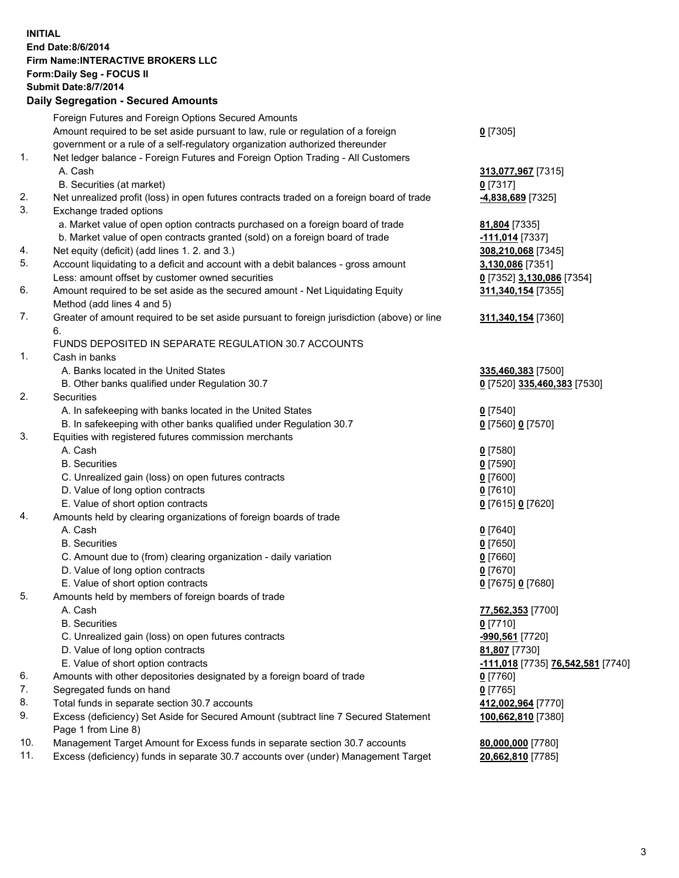**INITIAL**
**End Date:8/6/2014**
**Firm Name:INTERACTIVE BROKERS LLC**
**Form:Daily Seg - FOCUS II**
**Submit Date:8/7/2014**
**Daily Segregation - Secured Amounts**

| | | |
|---|---|---|
| | Foreign Futures and Foreign Options Secured Amounts | |
| | Amount required to be set aside pursuant to law, rule or regulation of a foreign government or a rule of a self-regulatory organization authorized thereunder | **0** [7305] |
| 1. | Net ledger balance - Foreign Futures and Foreign Option Trading - All Customers | |
| | A. Cash | **313,077,967** [7315] |
| | B. Securities (at market) | **0** [7317] |
| 2. | Net unrealized profit (loss) in open futures contracts traded on a foreign board of trade | **-4,838,689** [7325] |
| 3. | Exchange traded options | |
| | a. Market value of open option contracts purchased on a foreign board of trade | **81,804** [7335] |
| | b. Market value of open contracts granted (sold) on a foreign board of trade | **-111,014** [7337] |
| 4. | Net equity (deficit) (add lines 1. 2. and 3.) | **308,210,068** [7345] |
| 5. | Account liquidating to a deficit and account with a debit balances - gross amount | **3,130,086** [7351] |
| | Less: amount offset by customer owned securities | **0** [7352] **3,130,086** [7354] |
| 6. | Amount required to be set aside as the secured amount - Net Liquidating Equity Method (add lines 4 and 5) | **311,340,154** [7355] |
| 7. | Greater of amount required to be set aside pursuant to foreign jurisdiction (above) or line 6. | **311,340,154** [7360] |
| | FUNDS DEPOSITED IN SEPARATE REGULATION 30.7 ACCOUNTS | |
| 1. | Cash in banks | |
| | A. Banks located in the United States | **335,460,383** [7500] |
| | B. Other banks qualified under Regulation 30.7 | **0** [7520] **335,460,383** [7530] |
| 2. | Securities | |
| | A. In safekeeping with banks located in the United States | **0** [7540] |
| | B. In safekeeping with other banks qualified under Regulation 30.7 | **0** [7560] **0** [7570] |
| 3. | Equities with registered futures commission merchants | |
| | A. Cash | **0** [7580] |
| | B. Securities | **0** [7590] |
| | C. Unrealized gain (loss) on open futures contracts | **0** [7600] |
| | D. Value of long option contracts | **0** [7610] |
| | E. Value of short option contracts | **0** [7615] **0** [7620] |
| 4. | Amounts held by clearing organizations of foreign boards of trade | |
| | A. Cash | **0** [7640] |
| | B. Securities | **0** [7650] |
| | C. Amount due to (from) clearing organization - daily variation | **0** [7660] |
| | D. Value of long option contracts | **0** [7670] |
| | E. Value of short option contracts | **0** [7675] **0** [7680] |
| 5. | Amounts held by members of foreign boards of trade | |
| | A. Cash | **77,562,353** [7700] |
| | B. Securities | **0** [7710] |
| | C. Unrealized gain (loss) on open futures contracts | **-990,561** [7720] |
| | D. Value of long option contracts | **81,807** [7730] |
| | E. Value of short option contracts | **-111,018** [7735] **76,542,581** [7740] |
| 6. | Amounts with other depositories designated by a foreign board of trade | **0** [7760] |
| 7. | Segregated funds on hand | **0** [7765] |
| 8. | Total funds in separate section 30.7 accounts | **412,002,964** [7770] |
| 9. | Excess (deficiency) Set Aside for Secured Amount (subtract line 7 Secured Statement Page 1 from Line 8) | **100,662,810** [7380] |
| 10. | Management Target Amount for Excess funds in separate section 30.7 accounts | **80,000,000** [7780] |
| 11. | Excess (deficiency) funds in separate 30.7 accounts over (under) Management Target | **20,662,810** [7785] |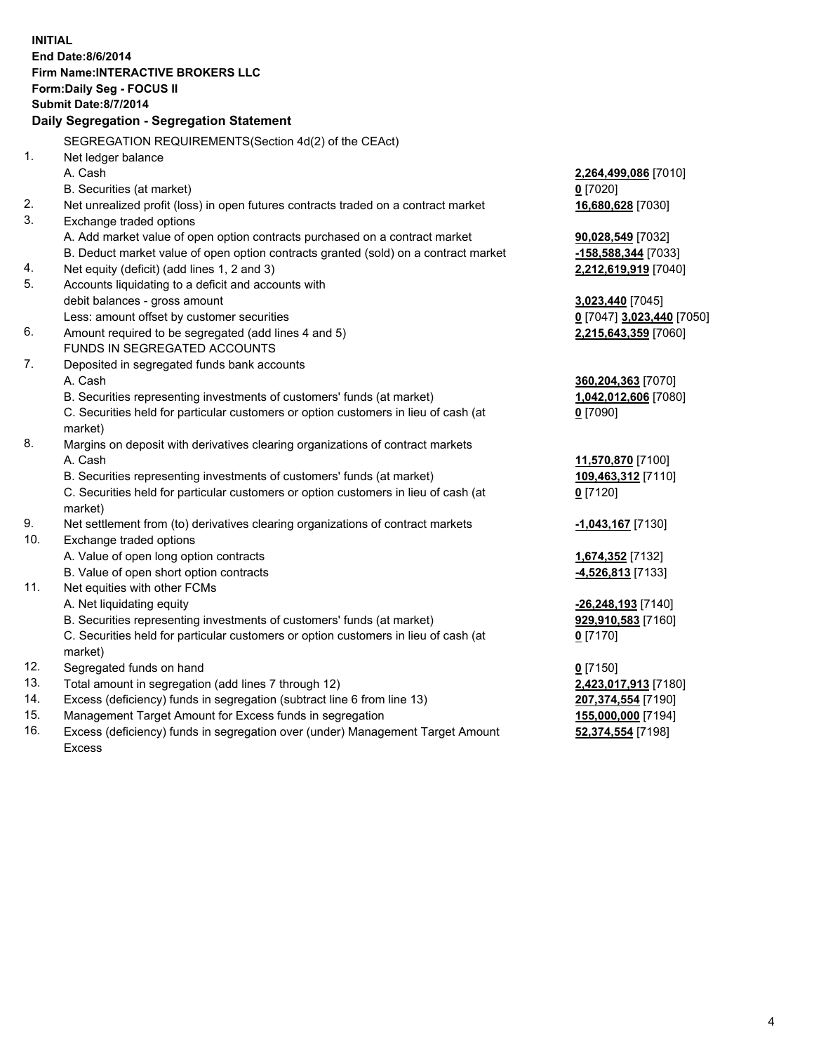**INITIAL**
**End Date:8/6/2014**
**Firm Name:INTERACTIVE BROKERS LLC**
**Form:Daily Seg - FOCUS II**
**Submit Date:8/7/2014**

### Daily Segregation - Segregation Statement

| | | |
|---|---|---|
| | SEGREGATION REQUIREMENTS(Section 4d(2) of the CEAct) | |
| 1. | Net ledger balance | |
| | A. Cash | **2,264,499,086** [7010] |
| | B. Securities (at market) | **0** [7020] |
| 2. | Net unrealized profit (loss) in open futures contracts traded on a contract market | **16,680,628** [7030] |
| 3. | Exchange traded options | |
| | A. Add market value of open option contracts purchased on a contract market | **90,028,549** [7032] |
| | B. Deduct market value of open option contracts granted (sold) on a contract market | **-158,588,344** [7033] |
| 4. | Net equity (deficit) (add lines 1, 2 and 3) | **2,212,619,919** [7040] |
| 5. | Accounts liquidating to a deficit and accounts with debit balances - gross amount | **3,023,440** [7045] |
| | Less: amount offset by customer securities | **0** [7047] **3,023,440** [7050] |
| 6. | Amount required to be segregated (add lines 4 and 5) | **2,215,643,359** [7060] |
| | FUNDS IN SEGREGATED ACCOUNTS | |
| 7. | Deposited in segregated funds bank accounts | |
| | A. Cash | **360,204,363** [7070] |
| | B. Securities representing investments of customers' funds (at market) | **1,042,012,606** [7080] |
| | C. Securities held for particular customers or option customers in lieu of cash (at market) | **0** [7090] |
| 8. | Margins on deposit with derivatives clearing organizations of contract markets | |
| | A. Cash | **11,570,870** [7100] |
| | B. Securities representing investments of customers' funds (at market) | **109,463,312** [7110] |
| | C. Securities held for particular customers or option customers in lieu of cash (at market) | **0** [7120] |
| 9. | Net settlement from (to) derivatives clearing organizations of contract markets | **-1,043,167** [7130] |
| 10. | Exchange traded options | |
| | A. Value of open long option contracts | **1,674,352** [7132] |
| | B. Value of open short option contracts | **-4,526,813** [7133] |
| 11. | Net equities with other FCMs | |
| | A. Net liquidating equity | **-26,248,193** [7140] |
| | B. Securities representing investments of customers' funds (at market) | **929,910,583** [7160] |
| | C. Securities held for particular customers or option customers in lieu of cash (at market) | **0** [7170] |
| 12. | Segregated funds on hand | **0** [7150] |
| 13. | Total amount in segregation (add lines 7 through 12) | **2,423,017,913** [7180] |
| 14. | Excess (deficiency) funds in segregation (subtract line 6 from line 13) | **207,374,554** [7190] |
| 15. | Management Target Amount for Excess funds in segregation | **155,000,000** [7194] |
| 16. | Excess (deficiency) funds in segregation over (under) Management Target Amount Excess | **52,374,554** [7198] |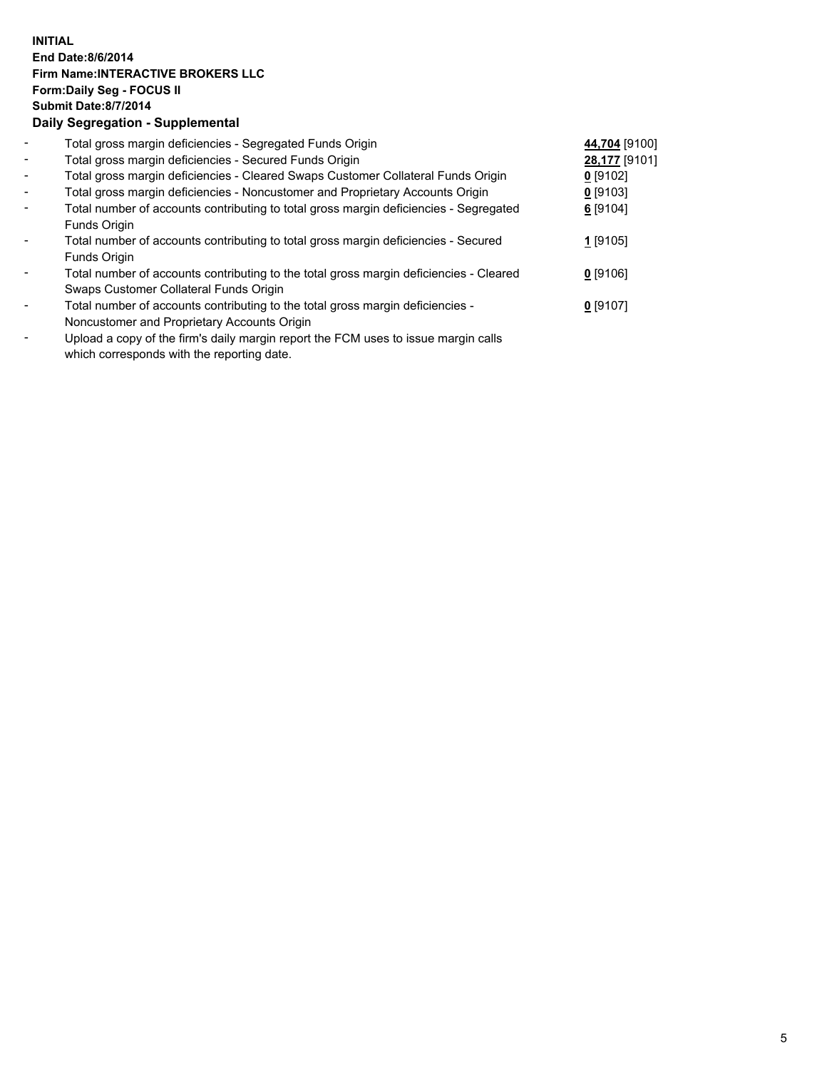**INITIAL**
**End Date:8/6/2014**
**Firm Name:INTERACTIVE BROKERS LLC**
**Form:Daily Seg - FOCUS II**
**Submit Date:8/7/2014**
**Daily Segregation - Supplemental**

| | | |
|---|---|---|
| - | Total gross margin deficiencies - Segregated Funds Origin | **44,704** [9100] |
| - | Total gross margin deficiencies - Secured Funds Origin | **28,177** [9101] |
| - | Total gross margin deficiencies - Cleared Swaps Customer Collateral Funds Origin | **0** [9102] |
| - | Total gross margin deficiencies - Noncustomer and Proprietary Accounts Origin | **0** [9103] |
| - | Total number of accounts contributing to total gross margin deficiencies - Segregated Funds Origin | **6** [9104] |
| - | Total number of accounts contributing to total gross margin deficiencies - Secured Funds Origin | **1** [9105] |
| - | Total number of accounts contributing to the total gross margin deficiencies - Cleared Swaps Customer Collateral Funds Origin | **0** [9106] |
| - | Total number of accounts contributing to the total gross margin deficiencies - Noncustomer and Proprietary Accounts Origin | **0** [9107] |
| - | Upload a copy of the firm's daily margin report the FCM uses to issue margin calls which corresponds with the reporting date. | |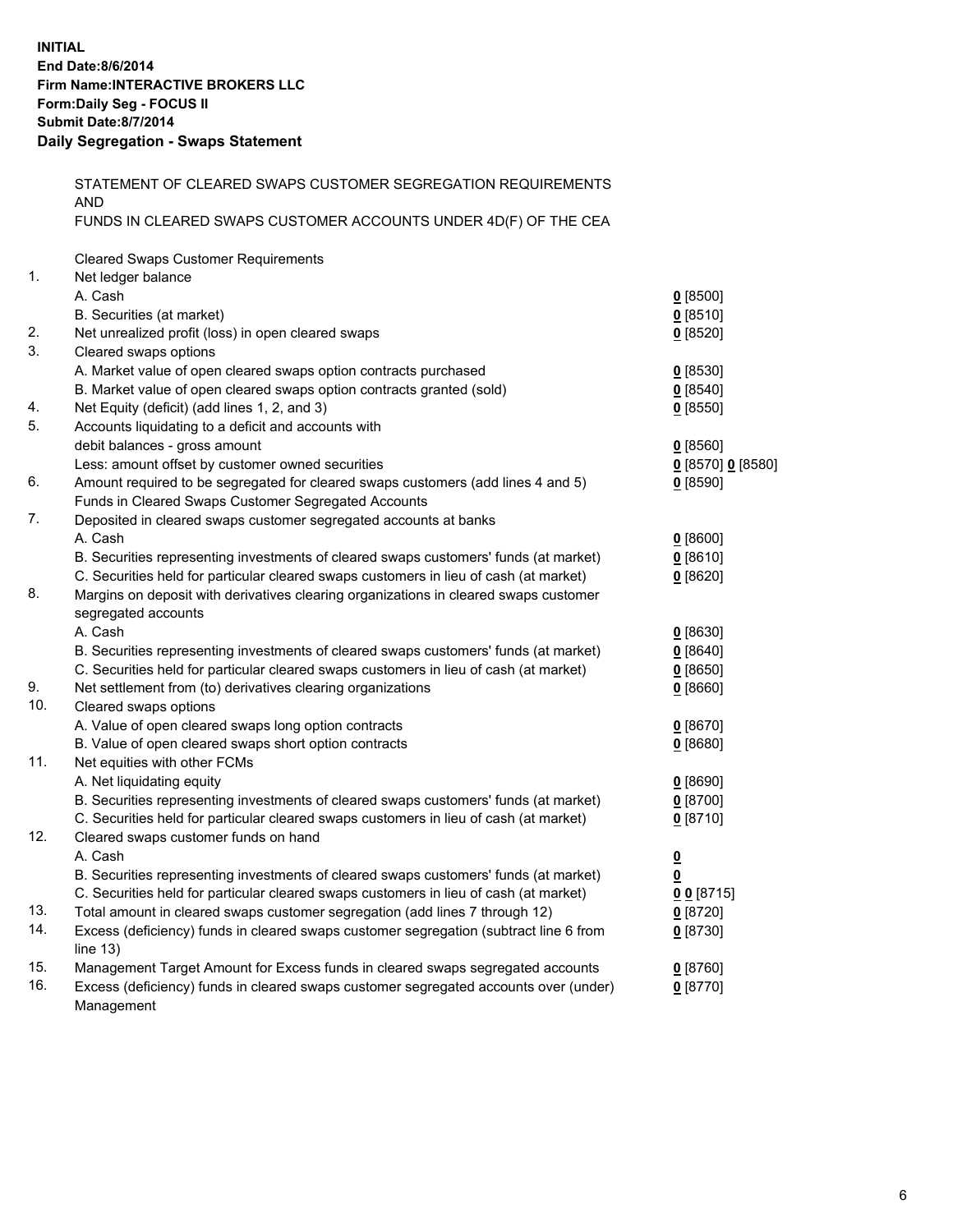**INITIAL**
**End Date:8/6/2014**
**Firm Name:INTERACTIVE BROKERS LLC**
**Form:Daily Seg - FOCUS II**
**Submit Date:8/7/2014**
**Daily Segregation - Swaps Statement**

STATEMENT OF CLEARED SWAPS CUSTOMER SEGREGATION REQUIREMENTS AND FUNDS IN CLEARED SWAPS CUSTOMER ACCOUNTS UNDER 4D(F) OF THE CEA

| | | |
|---|---|---|
| | Cleared Swaps Customer Requirements | |
| 1. | Net ledger balance | |
| | A. Cash | 0 [8500] |
| | B. Securities (at market) | 0 [8510] |
| 2. | Net unrealized profit (loss) in open cleared swaps | 0 [8520] |
| 3. | Cleared swaps options | |
| | A. Market value of open cleared swaps option contracts purchased | 0 [8530] |
| | B. Market value of open cleared swaps option contracts granted (sold) | 0 [8540] |
| 4. | Net Equity (deficit) (add lines 1, 2, and 3) | 0 [8550] |
| 5. | Accounts liquidating to a deficit and accounts with debit balances - gross amount | 0 [8560] |
| | Less: amount offset by customer owned securities | 0 [8570] 0 [8580] |
| 6. | Amount required to be segregated for cleared swaps customers (add lines 4 and 5) | 0 [8590] |
| | Funds in Cleared Swaps Customer Segregated Accounts | |
| 7. | Deposited in cleared swaps customer segregated accounts at banks | |
| | A. Cash | 0 [8600] |
| | B. Securities representing investments of cleared swaps customers' funds (at market) | 0 [8610] |
| | C. Securities held for particular cleared swaps customers in lieu of cash (at market) | 0 [8620] |
| 8. | Margins on deposit with derivatives clearing organizations in cleared swaps customer segregated accounts | |
| | A. Cash | 0 [8630] |
| | B. Securities representing investments of cleared swaps customers' funds (at market) | 0 [8640] |
| | C. Securities held for particular cleared swaps customers in lieu of cash (at market) | 0 [8650] |
| 9. | Net settlement from (to) derivatives clearing organizations | 0 [8660] |
| 10. | Cleared swaps options | |
| | A. Value of open cleared swaps long option contracts | 0 [8670] |
| | B. Value of open cleared swaps short option contracts | 0 [8680] |
| 11. | Net equities with other FCMs | |
| | A. Net liquidating equity | 0 [8690] |
| | B. Securities representing investments of cleared swaps customers' funds (at market) | 0 [8700] |
| | C. Securities held for particular cleared swaps customers in lieu of cash (at market) | 0 [8710] |
| 12. | Cleared swaps customer funds on hand | |
| | A. Cash | 0 |
| | B. Securities representing investments of cleared swaps customers' funds (at market) | 0 |
| | C. Securities held for particular cleared swaps customers in lieu of cash (at market) | 0 0 [8715] |
| 13. | Total amount in cleared swaps customer segregation (add lines 7 through 12) | 0 [8720] |
| 14. | Excess (deficiency) funds in cleared swaps customer segregation (subtract line 6 from line 13) | 0 [8730] |
| 15. | Management Target Amount for Excess funds in cleared swaps segregated accounts | 0 [8760] |
| 16. | Excess (deficiency) funds in cleared swaps customer segregated accounts over (under) Management | 0 [8770] |